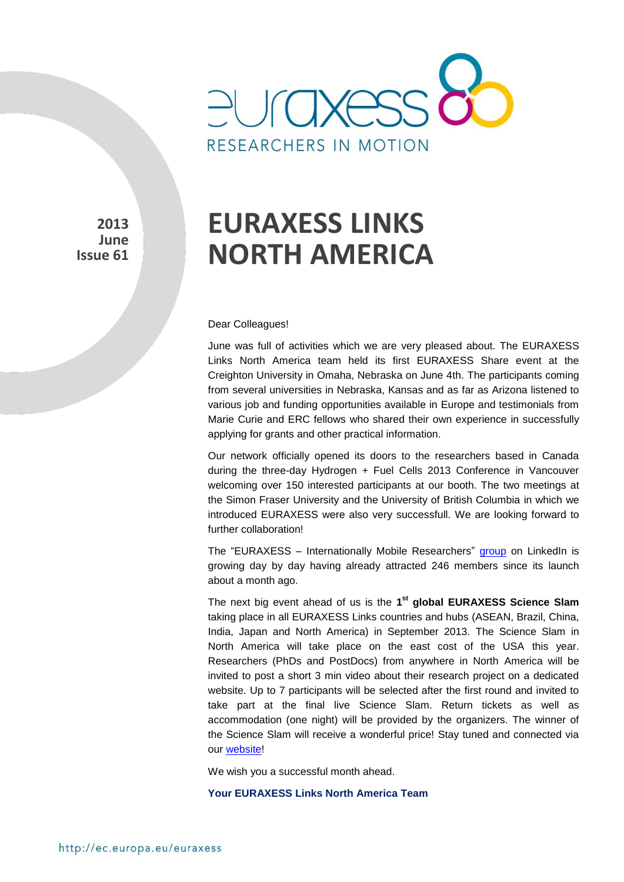# EURAXESS LINKS NORTH AMERICA

**2013**
**June**
**Issue 61**

Dear Colleagues!

June was full of activities which we are very pleased about. The EURAXESS Links North America team held its first EURAXESS Share event at the Creighton University in Omaha, Nebraska on June 4th. The participants coming from several universities in Nebraska, Kansas and as far as Arizona listened to various job and funding opportunities available in Europe and testimonials from Marie Curie and ERC fellows who shared their own experience in successfully applying for grants and other practical information.

Our network officially opened its doors to the researchers based in Canada during the three-day Hydrogen + Fuel Cells 2013 Conference in Vancouver welcoming over 150 interested participants at our booth. The two meetings at the Simon Fraser University and the University of British Columbia in which we introduced EURAXESS were also very successfull. We are looking forward to further collaboration!

The "EURAXESS – Internationally Mobile Researchers" group on LinkedIn is growing day by day having already attracted 246 members since its launch about a month ago.

The next big event ahead of us is the **1st global EURAXESS Science Slam** taking place in all EURAXESS Links countries and hubs (ASEAN, Brazil, China, India, Japan and North America) in September 2013. The Science Slam in North America will take place on the east cost of the USA this year. Researchers (PhDs and PostDocs) from anywhere in North America will be invited to post a short 3 min video about their research project on a dedicated website. Up to 7 participants will be selected after the first round and invited to take part at the final live Science Slam. Return tickets as well as accommodation (one night) will be provided by the organizers. The winner of the Science Slam will receive a wonderful price! Stay tuned and connected via our website!

We wish you a successful month ahead.

**Your EURAXESS Links North America Team**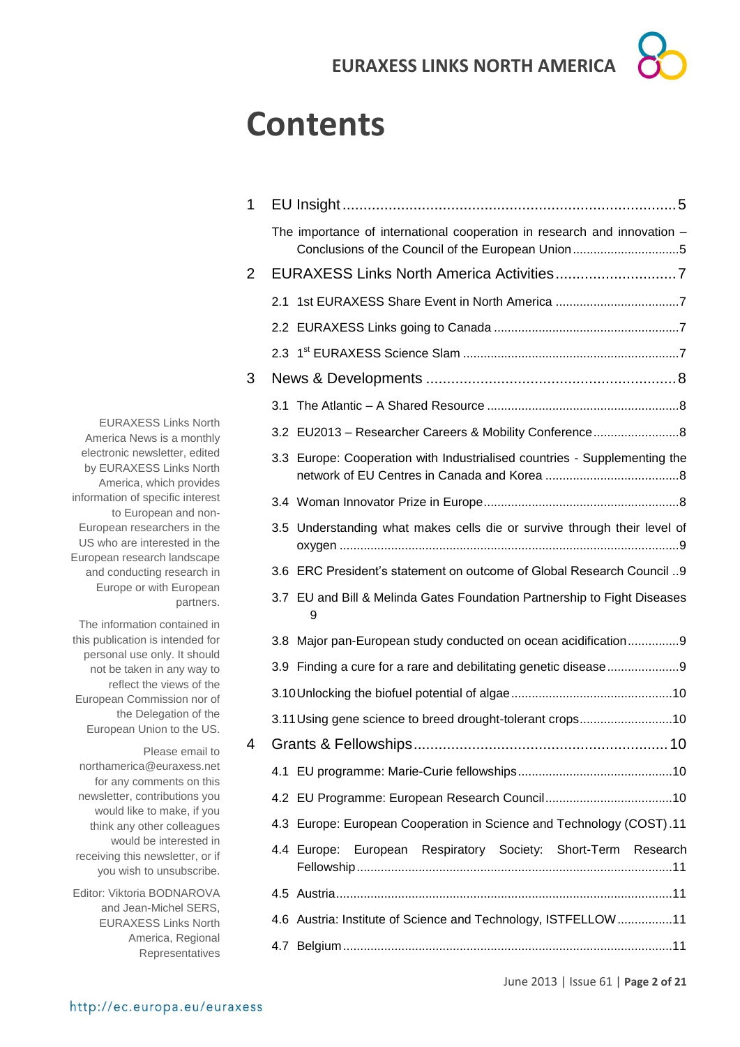# Contents

1 EU Insight .....5

The importance of international cooperation in research and innovation – Conclusions of the Council of the European Union .....5

2 EURAXESS Links North America Activities .....7

2.1 1st EURAXESS Share Event in North America .....7

2.2 EURAXESS Links going to Canada .....7

2.3 1st EURAXESS Science Slam .....7

3 News & Developments .....8

3.1 The Atlantic – A Shared Resource .....8

3.2 EU2013 – Researcher Careers & Mobility Conference .....8

3.3 Europe: Cooperation with Industrialised countries - Supplementing the network of EU Centres in Canada and Korea .....8

3.4 Woman Innovator Prize in Europe .....8

3.5 Understanding what makes cells die or survive through their level of oxygen .....9

3.6 ERC President's statement on outcome of Global Research Council ..9

3.7 EU and Bill & Melinda Gates Foundation Partnership to Fight Diseases 9

3.8 Major pan-European study conducted on ocean acidification .....9

3.9 Finding a cure for a rare and debilitating genetic disease .....9

3.10 Unlocking the biofuel potential of algae .....10

3.11 Using gene science to breed drought-tolerant crops .....10

4 Grants & Fellowships .....10

4.1 EU programme: Marie-Curie fellowships .....10

4.2 EU Programme: European Research Council .....10

4.3 Europe: European Cooperation in Science and Technology (COST) .11

4.4 Europe: European Respiratory Society: Short-Term Research Fellowship .....11

4.5 Austria .....11

4.6 Austria: Institute of Science and Technology, ISTFELLOW .....11

4.7 Belgium .....11

EURAXESS Links North America News is a monthly electronic newsletter, edited by EURAXESS Links North America, which provides information of specific interest to European and non-European researchers in the US who are interested in the European research landscape and conducting research in Europe or with European partners.

The information contained in this publication is intended for personal use only. It should not be taken in any way to reflect the views of the European Commission nor of the Delegation of the European Union to the US.

Please email to northamerica@euraxess.net for any comments on this newsletter, contributions you would like to make, if you think any other colleagues would be interested in receiving this newsletter, or if you wish to unsubscribe.

Editor: Viktoria BODNAROVA and Jean-Michel SERS, EURAXESS Links North America, Regional Representatives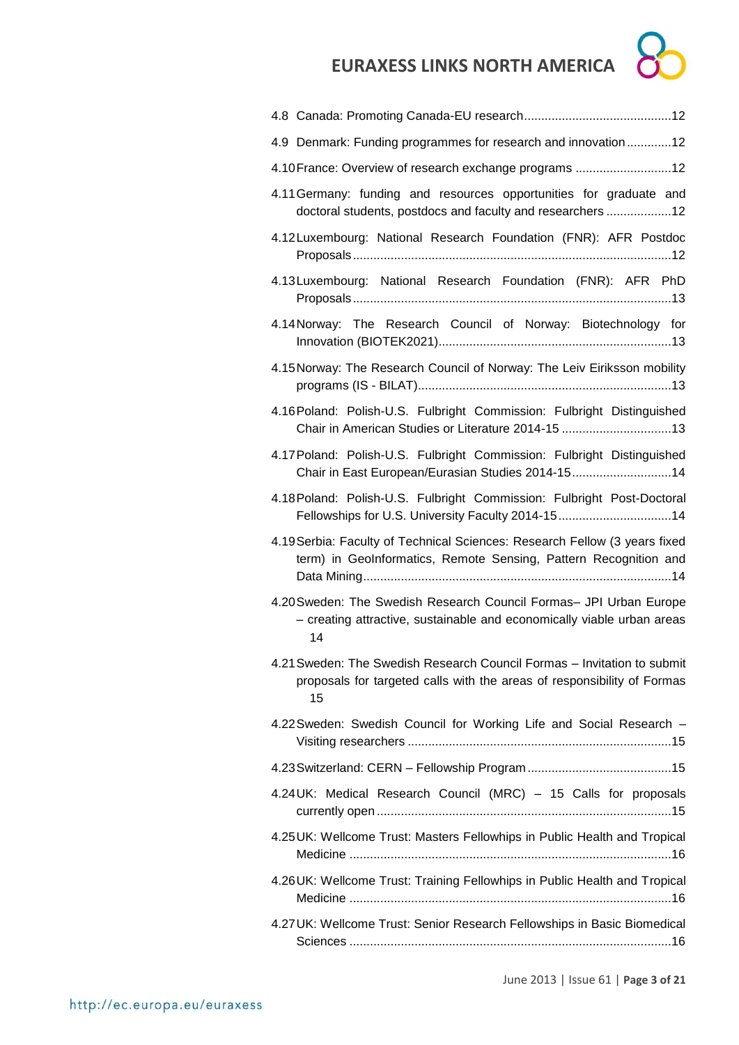4.8 Canada: Promoting Canada-EU research ........................................... 12

4.9 Denmark: Funding programmes for research and innovation ............. 12

4.10 France: Overview of research exchange programs ............................ 12

4.11 Germany: funding and resources opportunities for graduate and doctoral students, postdocs and faculty and researchers ................... 12

4.12 Luxembourg: National Research Foundation (FNR): AFR Postdoc Proposals ............................................................................................ 12

4.13 Luxembourg: National Research Foundation (FNR): AFR PhD Proposals ............................................................................................ 13

4.14 Norway: The Research Council of Norway: Biotechnology for Innovation (BIOTEK2021) ................................................................... 13

4.15 Norway: The Research Council of Norway: The Leiv Eiriksson mobility programs (IS - BILAT) ......................................................................... 13

4.16 Poland: Polish-U.S. Fulbright Commission: Fulbright Distinguished Chair in American Studies or Literature 2014-15 ................................ 13

4.17 Poland: Polish-U.S. Fulbright Commission: Fulbright Distinguished Chair in East European/Eurasian Studies 2014-15 ............................ 14

4.18 Poland: Polish-U.S. Fulbright Commission: Fulbright Post-Doctoral Fellowships for U.S. University Faculty 2014-15 ................................. 14

4.19 Serbia: Faculty of Technical Sciences: Research Fellow (3 years fixed term) in GeoInformatics, Remote Sensing, Pattern Recognition and Data Mining ......................................................................................... 14

4.20 Sweden: The Swedish Research Council Formas– JPI Urban Europe – creating attractive, sustainable and economically viable urban areas 14

4.21 Sweden: The Swedish Research Council Formas – Invitation to submit proposals for targeted calls with the areas of responsibility of Formas 15

4.22 Sweden: Swedish Council for Working Life and Social Research – Visiting researchers ............................................................................ 15

4.23 Switzerland: CERN – Fellowship Program .......................................... 15

4.24 UK: Medical Research Council (MRC) – 15 Calls for proposals currently open ..................................................................................... 15

4.25 UK: Wellcome Trust: Masters Fellowhips in Public Health and Tropical Medicine ............................................................................................ 16

4.26 UK: Wellcome Trust: Training Fellowhips in Public Health and Tropical Medicine ............................................................................................ 16

4.27 UK: Wellcome Trust: Senior Research Fellowships in Basic Biomedical Sciences ............................................................................................ 16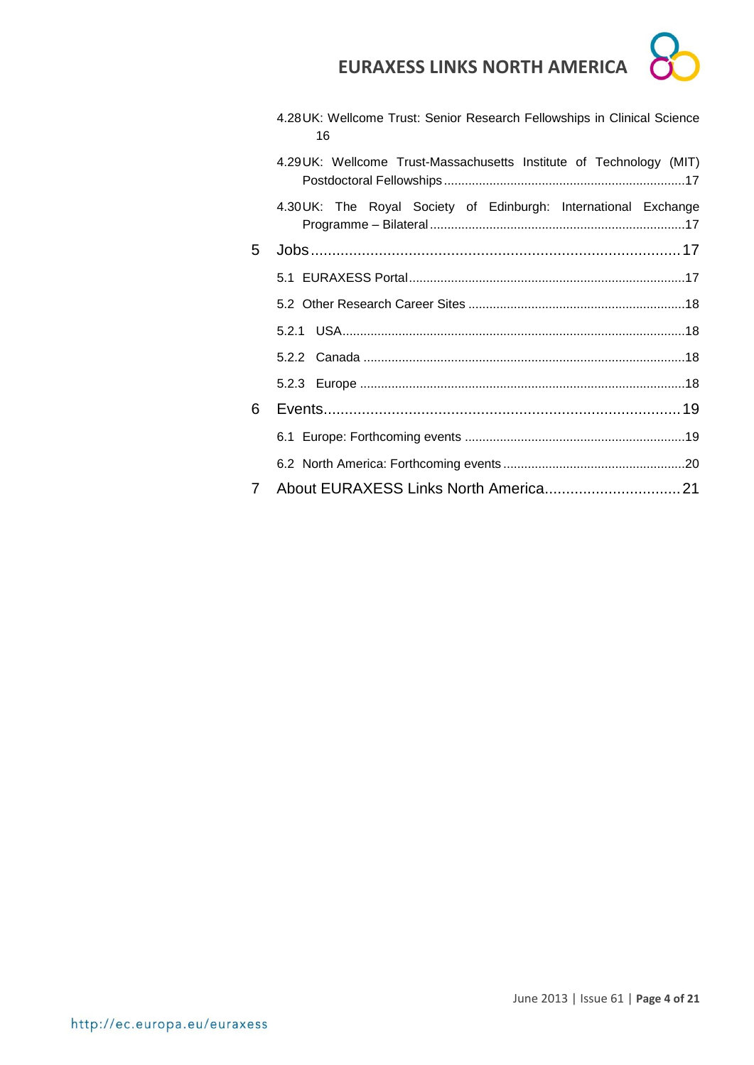4.28 UK: Wellcome Trust: Senior Research Fellowships in Clinical Science 16

4.29 UK: Wellcome Trust-Massachusetts Institute of Technology (MIT) Postdoctoral Fellowships .....17

4.30 UK: The Royal Society of Edinburgh: International Exchange Programme – Bilateral .....17

5 Jobs .....17

5.1 EURAXESS Portal .....17

5.2 Other Research Career Sites .....18

5.2.1 USA .....18

5.2.2 Canada .....18

5.2.3 Europe .....18

6 Events .....19

6.1 Europe: Forthcoming events .....19

6.2 North America: Forthcoming events .....20

7 About EURAXESS Links North America .....21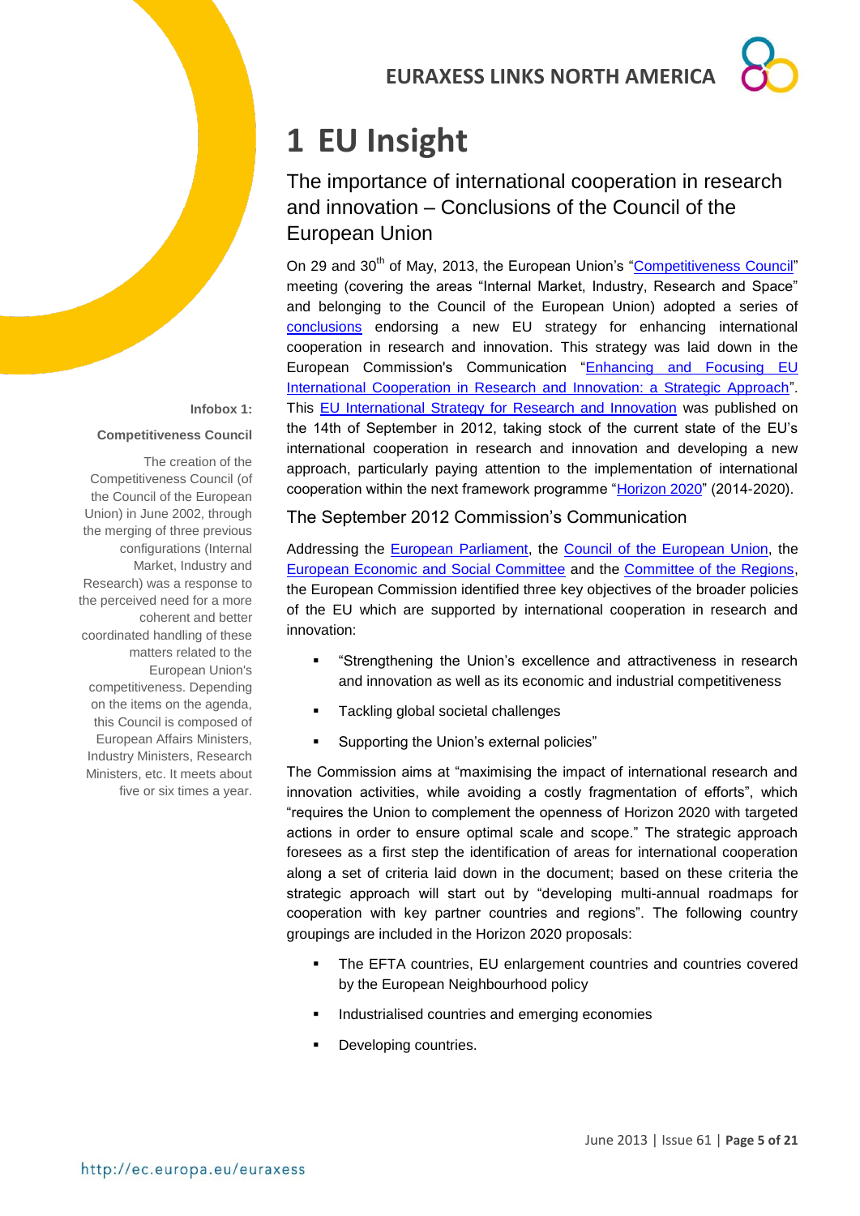# 1 EU Insight

## The importance of international cooperation in research and innovation – Conclusions of the Council of the European Union

On 29 and 30th of May, 2013, the European Union's "Competitiveness Council" meeting (covering the areas "Internal Market, Industry, Research and Space" and belonging to the Council of the European Union) adopted a series of conclusions endorsing a new EU strategy for enhancing international cooperation in research and innovation. This strategy was laid down in the European Commission's Communication "Enhancing and Focusing EU International Cooperation in Research and Innovation: a Strategic Approach". This EU International Strategy for Research and Innovation was published on the 14th of September in 2012, taking stock of the current state of the EU's international cooperation in research and innovation and developing a new approach, particularly paying attention to the implementation of international cooperation within the next framework programme "Horizon 2020" (2014-2020).

**Infobox 1:**

**Competitiveness Council**

The creation of the Competitiveness Council (of the Council of the European Union) in June 2002, through the merging of three previous configurations (Internal Market, Industry and Research) was a response to the perceived need for a more coherent and better coordinated handling of these matters related to the European Union's competitiveness. Depending on the items on the agenda, this Council is composed of European Affairs Ministers, Industry Ministers, Research Ministers, etc. It meets about five or six times a year.

### The September 2012 Commission's Communication

Addressing the European Parliament, the Council of the European Union, the European Economic and Social Committee and the Committee of the Regions, the European Commission identified three key objectives of the broader policies of the EU which are supported by international cooperation in research and innovation:

- "Strengthening the Union's excellence and attractiveness in research and innovation as well as its economic and industrial competitiveness
- Tackling global societal challenges
- Supporting the Union's external policies"

The Commission aims at "maximising the impact of international research and innovation activities, while avoiding a costly fragmentation of efforts", which "requires the Union to complement the openness of Horizon 2020 with targeted actions in order to ensure optimal scale and scope." The strategic approach foresees as a first step the identification of areas for international cooperation along a set of criteria laid down in the document; based on these criteria the strategic approach will start out by "developing multi-annual roadmaps for cooperation with key partner countries and regions". The following country groupings are included in the Horizon 2020 proposals:

- The EFTA countries, EU enlargement countries and countries covered by the European Neighbourhood policy
- Industrialised countries and emerging economies
- Developing countries.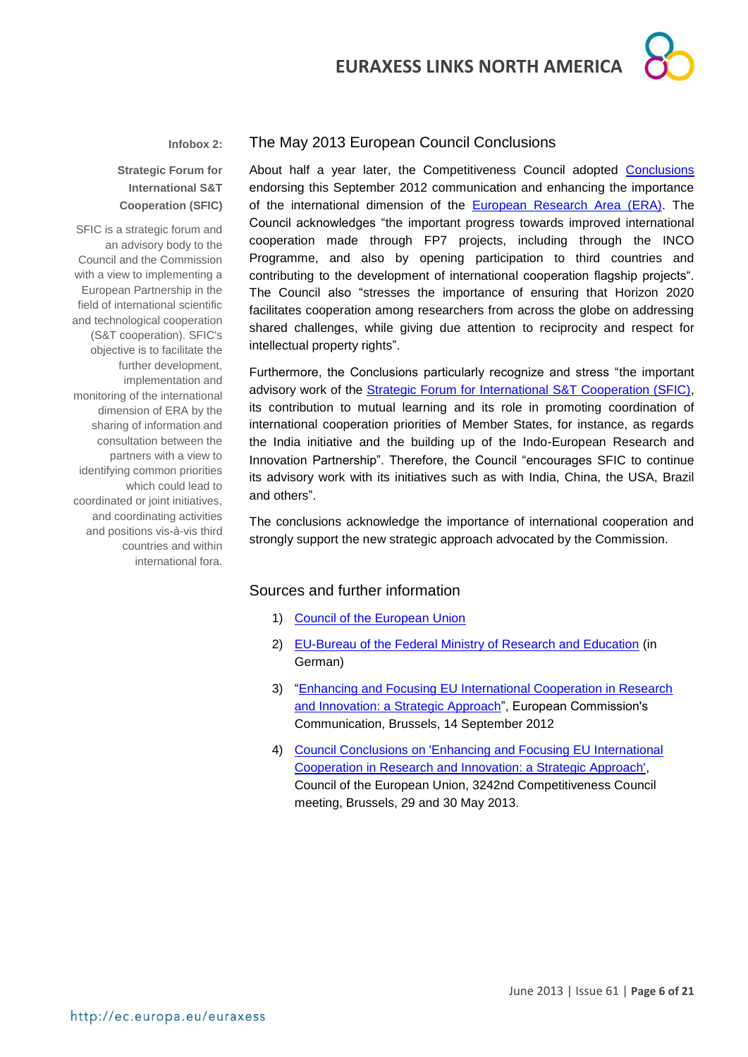**Infobox 2:**

**Strategic Forum for International S&T Cooperation (SFIC)**

SFIC is a strategic forum and an advisory body to the Council and the Commission with a view to implementing a European Partnership in the field of international scientific and technological cooperation (S&T cooperation). SFIC's objective is to facilitate the further development, implementation and monitoring of the international dimension of ERA by the sharing of information and consultation between the partners with a view to identifying common priorities which could lead to coordinated or joint initiatives, and coordinating activities and positions vis-à-vis third countries and within international fora.

## The May 2013 European Council Conclusions

About half a year later, the Competitiveness Council adopted Conclusions endorsing this September 2012 communication and enhancing the importance of the international dimension of the European Research Area (ERA). The Council acknowledges "the important progress towards improved international cooperation made through FP7 projects, including through the INCO Programme, and also by opening participation to third countries and contributing to the development of international cooperation flagship projects". The Council also "stresses the importance of ensuring that Horizon 2020 facilitates cooperation among researchers from across the globe on addressing shared challenges, while giving due attention to reciprocity and respect for intellectual property rights".

Furthermore, the Conclusions particularly recognize and stress "the important advisory work of the Strategic Forum for International S&T Cooperation (SFIC), its contribution to mutual learning and its role in promoting coordination of international cooperation priorities of Member States, for instance, as regards the India initiative and the building up of the Indo-European Research and Innovation Partnership". Therefore, the Council "encourages SFIC to continue its advisory work with its initiatives such as with India, China, the USA, Brazil and others".

The conclusions acknowledge the importance of international cooperation and strongly support the new strategic approach advocated by the Commission.

## Sources and further information

1) Council of the European Union
2) EU-Bureau of the Federal Ministry of Research and Education (in German)
3) "Enhancing and Focusing EU International Cooperation in Research and Innovation: a Strategic Approach", European Commission's Communication, Brussels, 14 September 2012
4) Council Conclusions on 'Enhancing and Focusing EU International Cooperation in Research and Innovation: a Strategic Approach', Council of the European Union, 3242nd Competitiveness Council meeting, Brussels, 29 and 30 May 2013.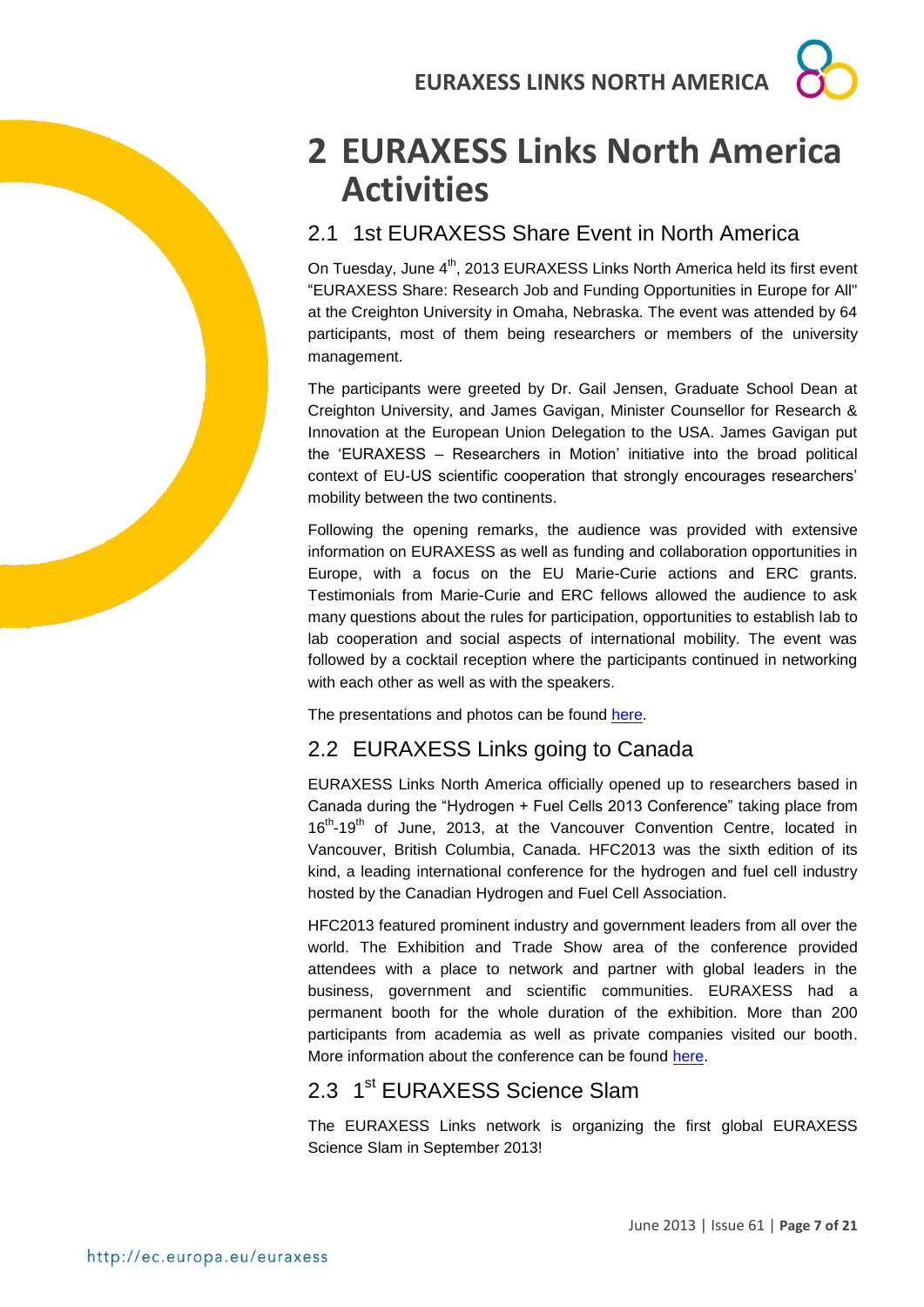# 2 EURAXESS Links North America Activities

## 2.1 1st EURAXESS Share Event in North America

On Tuesday, June 4th, 2013 EURAXESS Links North America held its first event "EURAXESS Share: Research Job and Funding Opportunities in Europe for All" at the Creighton University in Omaha, Nebraska. The event was attended by 64 participants, most of them being researchers or members of the university management.

The participants were greeted by Dr. Gail Jensen, Graduate School Dean at Creighton University, and James Gavigan, Minister Counsellor for Research & Innovation at the European Union Delegation to the USA. James Gavigan put the 'EURAXESS – Researchers in Motion' initiative into the broad political context of EU-US scientific cooperation that strongly encourages researchers' mobility between the two continents.

Following the opening remarks, the audience was provided with extensive information on EURAXESS as well as funding and collaboration opportunities in Europe, with a focus on the EU Marie-Curie actions and ERC grants. Testimonials from Marie-Curie and ERC fellows allowed the audience to ask many questions about the rules for participation, opportunities to establish lab to lab cooperation and social aspects of international mobility. The event was followed by a cocktail reception where the participants continued in networking with each other as well as with the speakers.

The presentations and photos can be found here.

## 2.2 EURAXESS Links going to Canada

EURAXESS Links North America officially opened up to researchers based in Canada during the "Hydrogen + Fuel Cells 2013 Conference" taking place from 16th-19th of June, 2013, at the Vancouver Convention Centre, located in Vancouver, British Columbia, Canada. HFC2013 was the sixth edition of its kind, a leading international conference for the hydrogen and fuel cell industry hosted by the Canadian Hydrogen and Fuel Cell Association.

HFC2013 featured prominent industry and government leaders from all over the world. The Exhibition and Trade Show area of the conference provided attendees with a place to network and partner with global leaders in the business, government and scientific communities. EURAXESS had a permanent booth for the whole duration of the exhibition. More than 200 participants from academia as well as private companies visited our booth. More information about the conference can be found here.

## 2.3 1st EURAXESS Science Slam

The EURAXESS Links network is organizing the first global EURAXESS Science Slam in September 2013!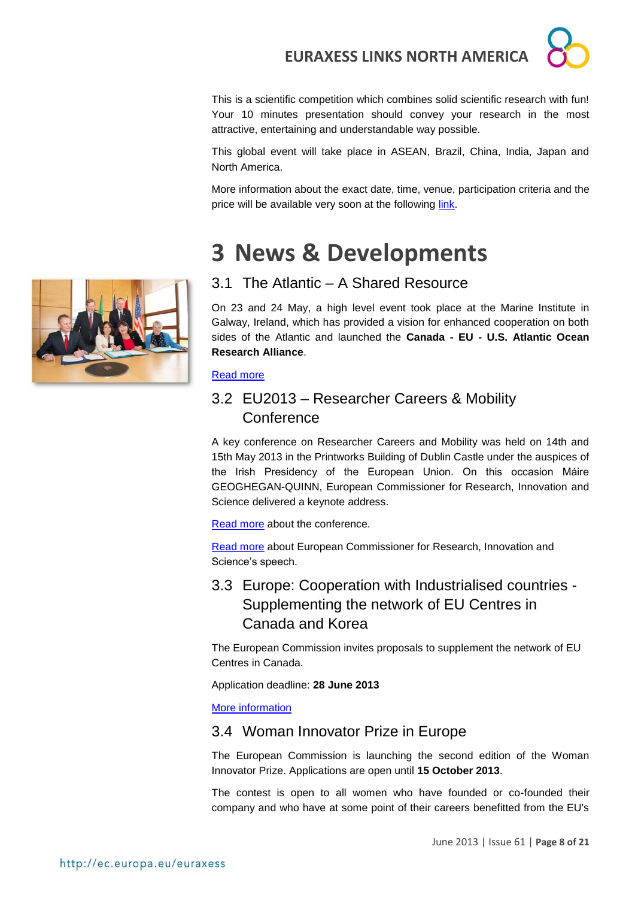This is a scientific competition which combines solid scientific research with fun! Your 10 minutes presentation should convey your research in the most attractive, entertaining and understandable way possible.

This global event will take place in ASEAN, Brazil, China, India, Japan and North America.

More information about the exact date, time, venue, participation criteria and the price will be available very soon at the following link.

# 3 News & Developments

## 3.1 The Atlantic – A Shared Resource

On 23 and 24 May, a high level event took place at the Marine Institute in Galway, Ireland, which has provided a vision for enhanced cooperation on both sides of the Atlantic and launched the **Canada - EU - U.S. Atlantic Ocean Research Alliance**.

Read more

## 3.2 EU2013 – Researcher Careers & Mobility Conference

A key conference on Researcher Careers and Mobility was held on 14th and 15th May 2013 in the Printworks Building of Dublin Castle under the auspices of the Irish Presidency of the European Union. On this occasion Máire GEOGHEGAN-QUINN, European Commissioner for Research, Innovation and Science delivered a keynote address.

Read more about the conference.

Read more about European Commissioner for Research, Innovation and Science's speech.

## 3.3 Europe: Cooperation with Industrialised countries - Supplementing the network of EU Centres in Canada and Korea

The European Commission invites proposals to supplement the network of EU Centres in Canada.

Application deadline: **28 June 2013**

More information

## 3.4 Woman Innovator Prize in Europe

The European Commission is launching the second edition of the Woman Innovator Prize. Applications are open until **15 October 2013**.

The contest is open to all women who have founded or co-founded their company and who have at some point of their careers benefitted from the EU's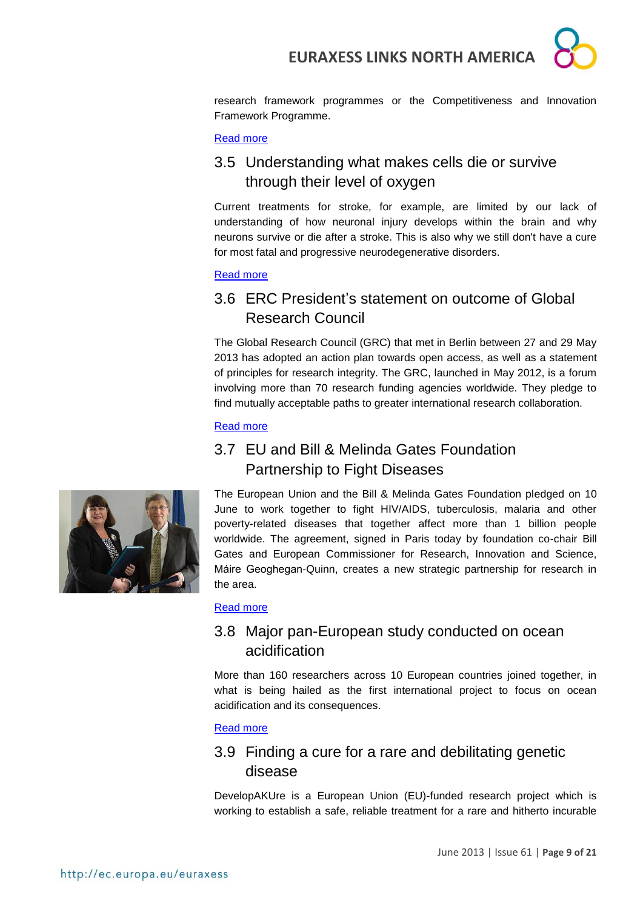research framework programmes or the Competitiveness and Innovation Framework Programme.

Read more

## 3.5 Understanding what makes cells die or survive through their level of oxygen

Current treatments for stroke, for example, are limited by our lack of understanding of how neuronal injury develops within the brain and why neurons survive or die after a stroke. This is also why we still don't have a cure for most fatal and progressive neurodegenerative disorders.

Read more

## 3.6 ERC President's statement on outcome of Global Research Council

The Global Research Council (GRC) that met in Berlin between 27 and 29 May 2013 has adopted an action plan towards open access, as well as a statement of principles for research integrity. The GRC, launched in May 2012, is a forum involving more than 70 research funding agencies worldwide. They pledge to find mutually acceptable paths to greater international research collaboration.

Read more

## 3.7 EU and Bill & Melinda Gates Foundation Partnership to Fight Diseases

The European Union and the Bill & Melinda Gates Foundation pledged on 10 June to work together to fight HIV/AIDS, tuberculosis, malaria and other poverty-related diseases that together affect more than 1 billion people worldwide. The agreement, signed in Paris today by foundation co-chair Bill Gates and European Commissioner for Research, Innovation and Science, Máire Geoghegan-Quinn, creates a new strategic partnership for research in the area.

Read more

## 3.8 Major pan-European study conducted on ocean acidification

More than 160 researchers across 10 European countries joined together, in what is being hailed as the first international project to focus on ocean acidification and its consequences.

Read more

## 3.9 Finding a cure for a rare and debilitating genetic disease

DevelopAKUre is a European Union (EU)-funded research project which is working to establish a safe, reliable treatment for a rare and hitherto incurable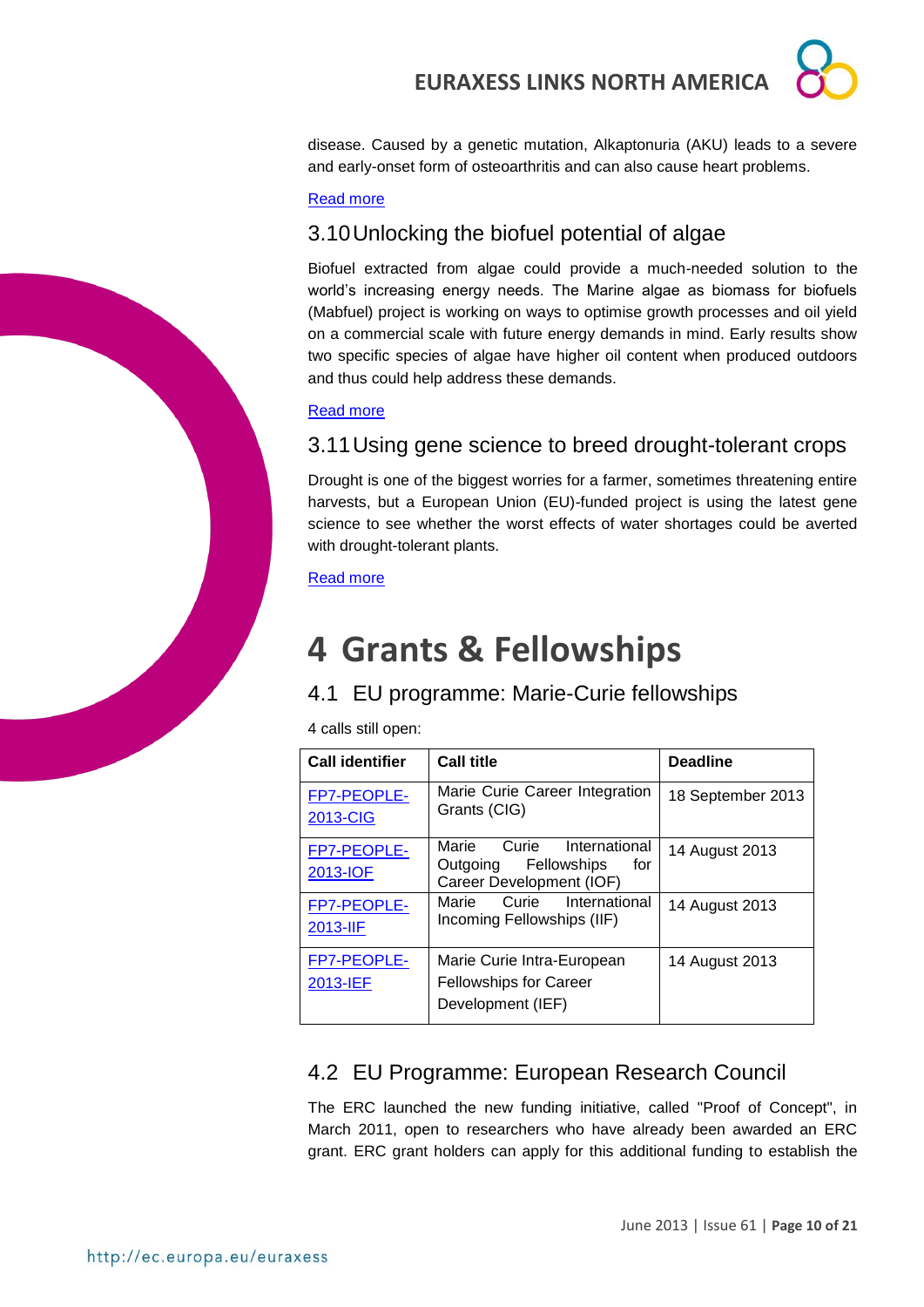disease. Caused by a genetic mutation, Alkaptonuria (AKU) leads to a severe and early-onset form of osteoarthritis and can also cause heart problems.

Read more

### 3.10 Unlocking the biofuel potential of algae

Biofuel extracted from algae could provide a much-needed solution to the world's increasing energy needs. The Marine algae as biomass for biofuels (Mabfuel) project is working on ways to optimise growth processes and oil yield on a commercial scale with future energy demands in mind. Early results show two specific species of algae have higher oil content when produced outdoors and thus could help address these demands.

Read more

### 3.11 Using gene science to breed drought-tolerant crops

Drought is one of the biggest worries for a farmer, sometimes threatening entire harvests, but a European Union (EU)-funded project is using the latest gene science to see whether the worst effects of water shortages could be averted with drought-tolerant plants.

Read more

# 4 Grants & Fellowships

## 4.1 EU programme: Marie-Curie fellowships

4 calls still open:

| Call identifier | Call title | Deadline |
|---|---|---|
| FP7-PEOPLE-2013-CIG | Marie Curie Career Integration Grants (CIG) | 18 September 2013 |
| FP7-PEOPLE-2013-IOF | Marie Curie International Outgoing Fellowships for Career Development (IOF) | 14 August 2013 |
| FP7-PEOPLE-2013-IIF | Marie Curie International Incoming Fellowships (IIF) | 14 August 2013 |
| FP7-PEOPLE-2013-IEF | Marie Curie Intra-European Fellowships for Career Development (IEF) | 14 August 2013 |

## 4.2 EU Programme: European Research Council

The ERC launched the new funding initiative, called "Proof of Concept", in March 2011, open to researchers who have already been awarded an ERC grant. ERC grant holders can apply for this additional funding to establish the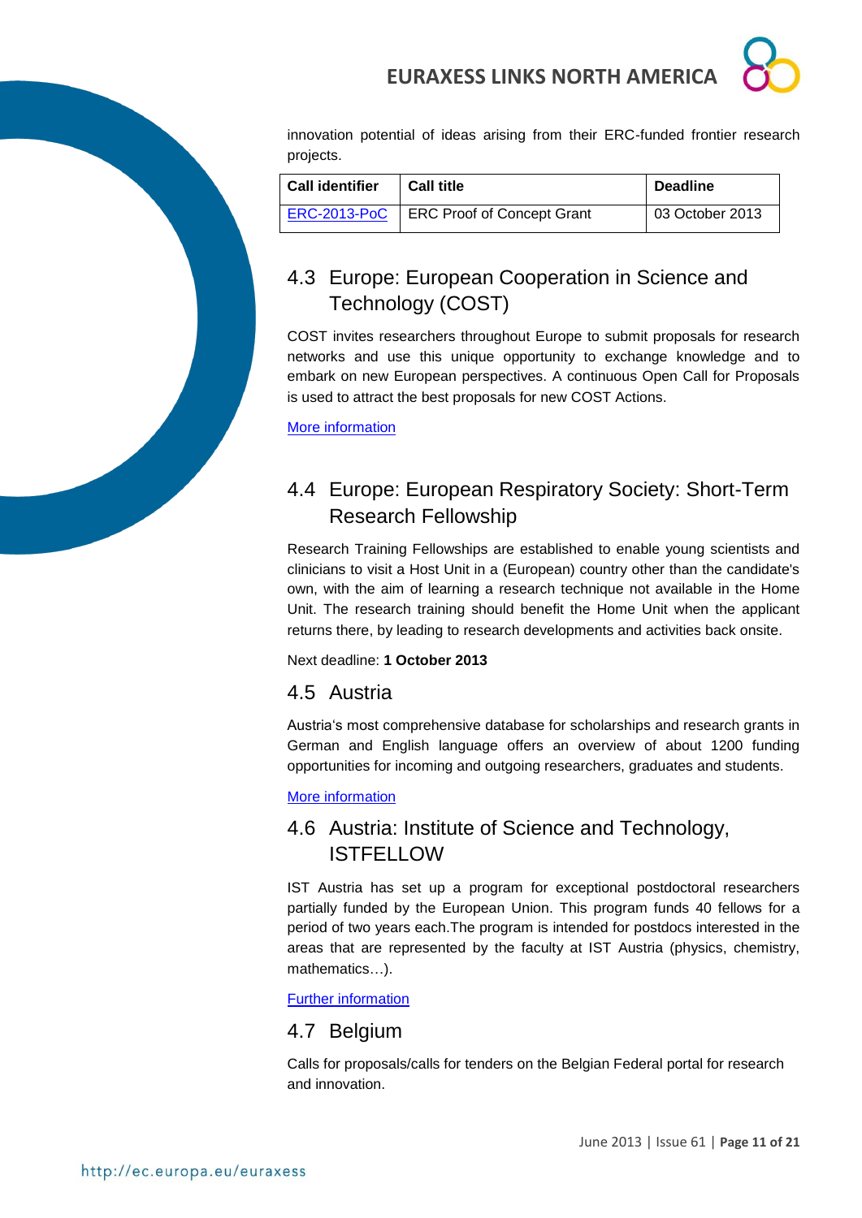innovation potential of ideas arising from their ERC-funded frontier research projects.

| Call identifier | Call title | Deadline |
| --- | --- | --- |
| ERC-2013-PoC | ERC Proof of Concept Grant | 03 October 2013 |

## 4.3 Europe: European Cooperation in Science and Technology (COST)

COST invites researchers throughout Europe to submit proposals for research networks and use this unique opportunity to exchange knowledge and to embark on new European perspectives. A continuous Open Call for Proposals is used to attract the best proposals for new COST Actions.

More information

## 4.4 Europe: European Respiratory Society: Short-Term Research Fellowship

Research Training Fellowships are established to enable young scientists and clinicians to visit a Host Unit in a (European) country other than the candidate's own, with the aim of learning a research technique not available in the Home Unit. The research training should benefit the Home Unit when the applicant returns there, by leading to research developments and activities back onsite.

Next deadline: **1 October 2013**

## 4.5 Austria

Austria's most comprehensive database for scholarships and research grants in German and English language offers an overview of about 1200 funding opportunities for incoming and outgoing researchers, graduates and students.

More information

## 4.6 Austria: Institute of Science and Technology, ISTFELLOW

IST Austria has set up a program for exceptional postdoctoral researchers partially funded by the European Union. This program funds 40 fellows for a period of two years each.The program is intended for postdocs interested in the areas that are represented by the faculty at IST Austria (physics, chemistry, mathematics…).

Further information

## 4.7 Belgium

Calls for proposals/calls for tenders on the Belgian Federal portal for research and innovation.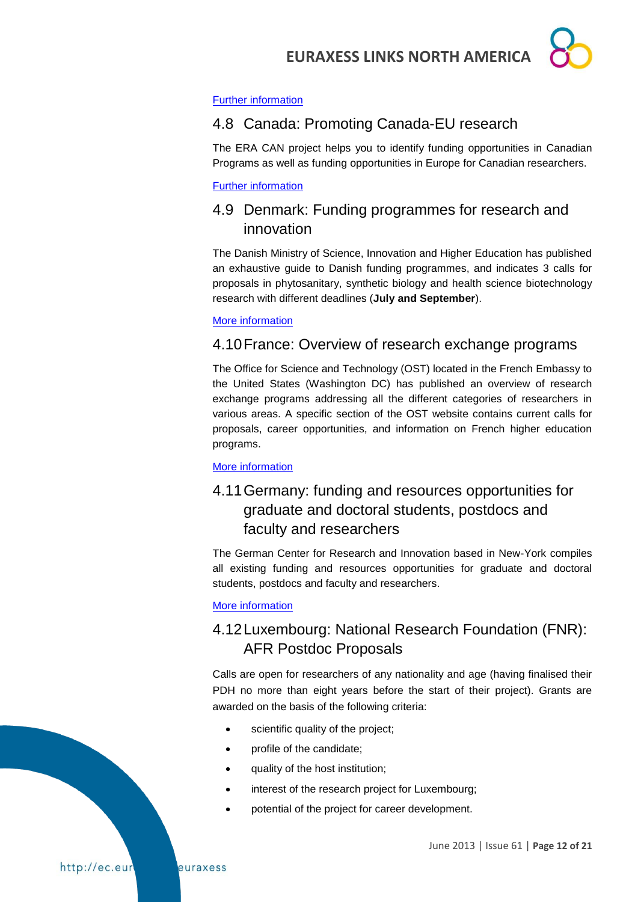[Further information]

## 4.8 Canada: Promoting Canada-EU research

The ERA CAN project helps you to identify funding opportunities in Canadian Programs as well as funding opportunities in Europe for Canadian researchers.

[Further information]

## 4.9 Denmark: Funding programmes for research and innovation

The Danish Ministry of Science, Innovation and Higher Education has published an exhaustive guide to Danish funding programmes, and indicates 3 calls for proposals in phytosanitary, synthetic biology and health science biotechnology research with different deadlines (**July and September**).

[More information]

## 4.10 France: Overview of research exchange programs

The Office for Science and Technology (OST) located in the French Embassy to the United States (Washington DC) has published an overview of research exchange programs addressing all the different categories of researchers in various areas. A specific section of the OST website contains current calls for proposals, career opportunities, and information on French higher education programs.

[More information]

## 4.11 Germany: funding and resources opportunities for graduate and doctoral students, postdocs and faculty and researchers

The German Center for Research and Innovation based in New-York compiles all existing funding and resources opportunities for graduate and doctoral students, postdocs and faculty and researchers.

[More information]

## 4.12 Luxembourg: National Research Foundation (FNR): AFR Postdoc Proposals

Calls are open for researchers of any nationality and age (having finalised their PDH no more than eight years before the start of their project). Grants are awarded on the basis of the following criteria:

- scientific quality of the project;
- profile of the candidate;
- quality of the host institution;
- interest of the research project for Luxembourg;
- potential of the project for career development.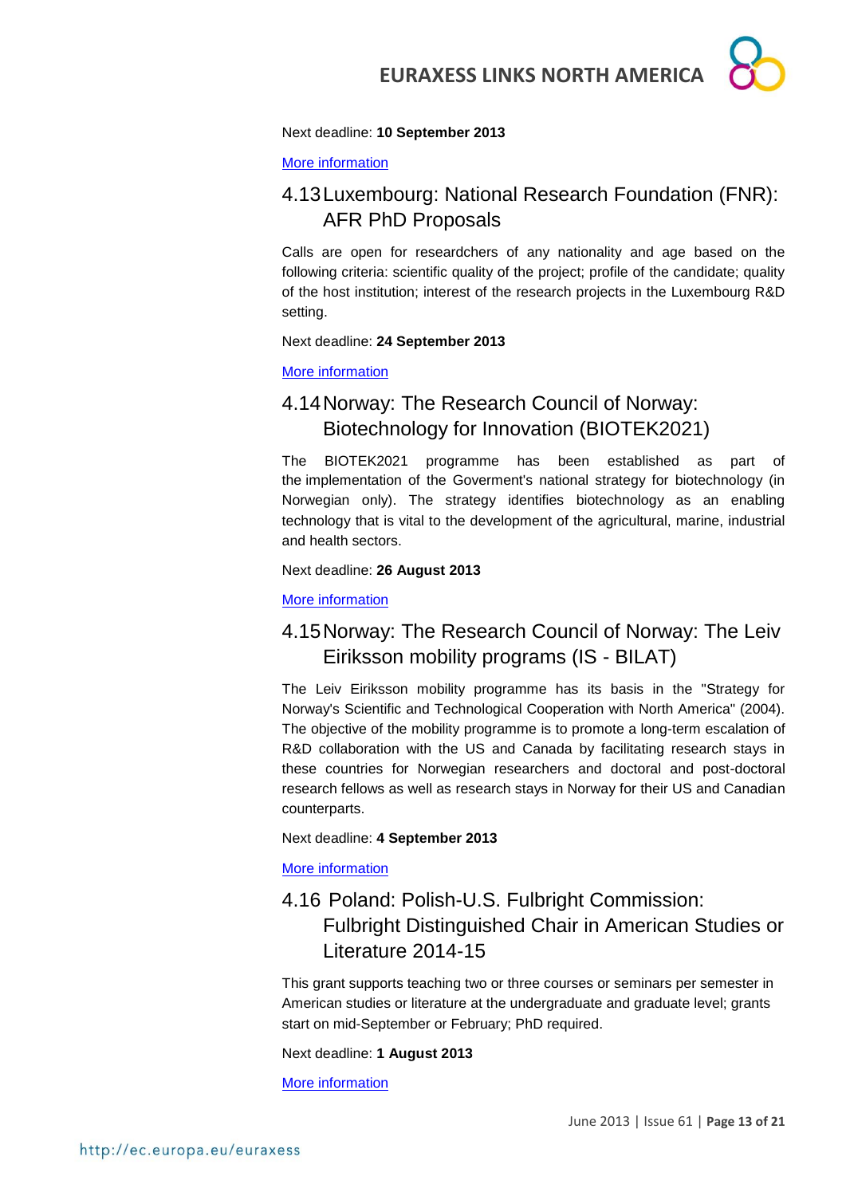Next deadline: **10 September 2013**

More information

## 4.13 Luxembourg: National Research Foundation (FNR): AFR PhD Proposals

Calls are open for researdchers of any nationality and age based on the following criteria: scientific quality of the project; profile of the candidate; quality of the host institution; interest of the research projects in the Luxembourg R&D setting.

Next deadline: **24 September 2013**

More information

## 4.14 Norway: The Research Council of Norway: Biotechnology for Innovation (BIOTEK2021)

The BIOTEK2021 programme has been established as part of the implementation of the Goverment's national strategy for biotechnology (in Norwegian only). The strategy identifies biotechnology as an enabling technology that is vital to the development of the agricultural, marine, industrial and health sectors.

Next deadline: **26 August 2013**

More information

## 4.15 Norway: The Research Council of Norway: The Leiv Eiriksson mobility programs (IS - BILAT)

The Leiv Eiriksson mobility programme has its basis in the "Strategy for Norway's Scientific and Technological Cooperation with North America" (2004). The objective of the mobility programme is to promote a long-term escalation of R&D collaboration with the US and Canada by facilitating research stays in these countries for Norwegian researchers and doctoral and post-doctoral research fellows as well as research stays in Norway for their US and Canadian counterparts.

Next deadline: **4 September 2013**

More information

## 4.16 Poland: Polish-U.S. Fulbright Commission: Fulbright Distinguished Chair in American Studies or Literature 2014-15

This grant supports teaching two or three courses or seminars per semester in American studies or literature at the undergraduate and graduate level; grants start on mid-September or February; PhD required.

Next deadline: **1 August 2013**

More information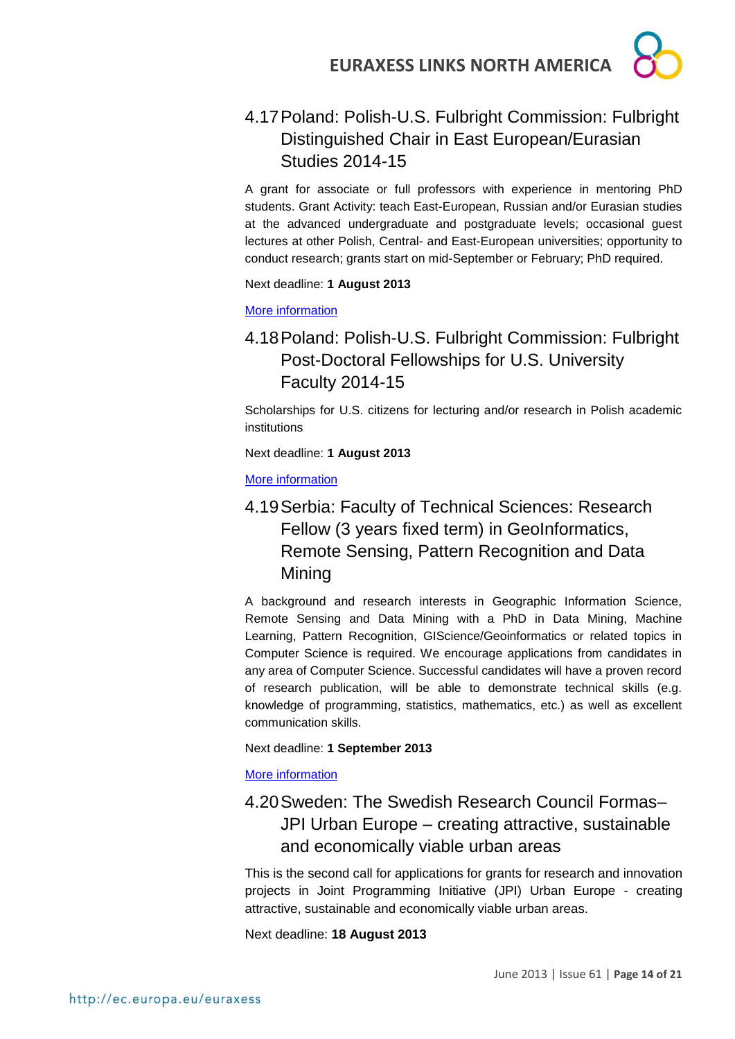## 4.17 Poland: Polish-U.S. Fulbright Commission: Fulbright Distinguished Chair in East European/Eurasian Studies 2014-15

A grant for associate or full professors with experience in mentoring PhD students. Grant Activity: teach East-European, Russian and/or Eurasian studies at the advanced undergraduate and postgraduate levels; occasional guest lectures at other Polish, Central- and East-European universities; opportunity to conduct research; grants start on mid-September or February; PhD required.

Next deadline: **1 August 2013**

More information

## 4.18 Poland: Polish-U.S. Fulbright Commission: Fulbright Post-Doctoral Fellowships for U.S. University Faculty 2014-15

Scholarships for U.S. citizens for lecturing and/or research in Polish academic institutions

Next deadline: **1 August 2013**

More information

## 4.19 Serbia: Faculty of Technical Sciences: Research Fellow (3 years fixed term) in GeoInformatics, Remote Sensing, Pattern Recognition and Data Mining

A background and research interests in Geographic Information Science, Remote Sensing and Data Mining with a PhD in Data Mining, Machine Learning, Pattern Recognition, GIScience/Geoinformatics or related topics in Computer Science is required. We encourage applications from candidates in any area of Computer Science. Successful candidates will have a proven record of research publication, will be able to demonstrate technical skills (e.g. knowledge of programming, statistics, mathematics, etc.) as well as excellent communication skills.

Next deadline: **1 September 2013**

More information

## 4.20 Sweden: The Swedish Research Council Formas– JPI Urban Europe – creating attractive, sustainable and economically viable urban areas

This is the second call for applications for grants for research and innovation projects in Joint Programming Initiative (JPI) Urban Europe - creating attractive, sustainable and economically viable urban areas.

Next deadline: **18 August 2013**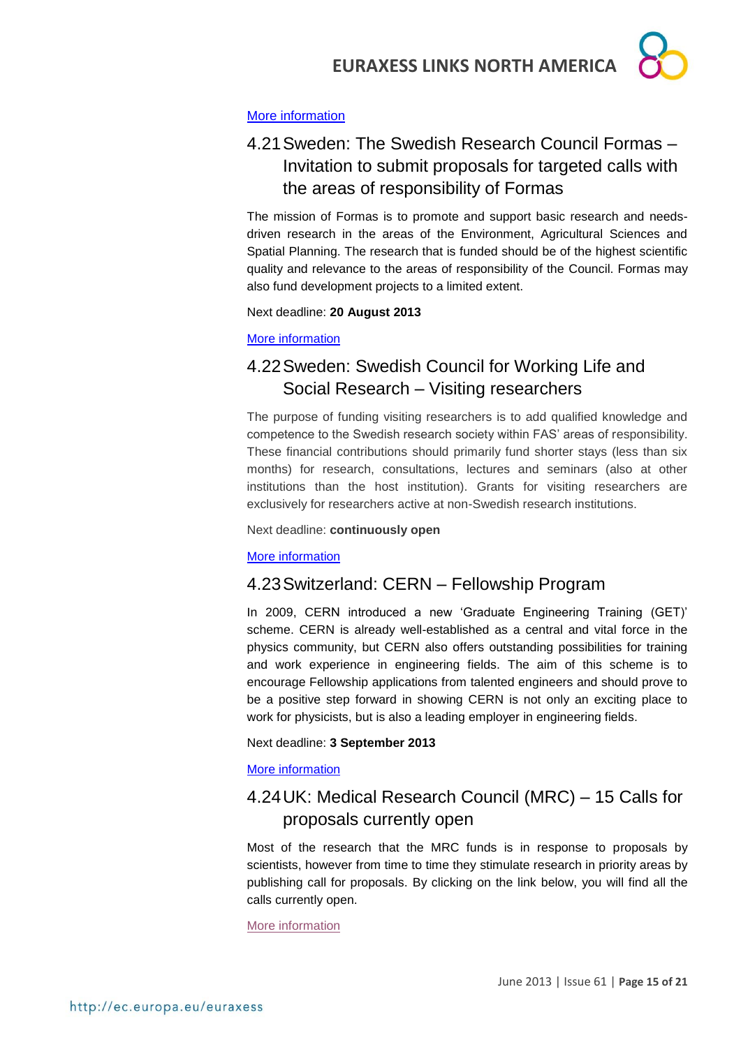More information

## 4.21 Sweden: The Swedish Research Council Formas – Invitation to submit proposals for targeted calls with the areas of responsibility of Formas

The mission of Formas is to promote and support basic research and needs-driven research in the areas of the Environment, Agricultural Sciences and Spatial Planning. The research that is funded should be of the highest scientific quality and relevance to the areas of responsibility of the Council. Formas may also fund development projects to a limited extent.

Next deadline: **20 August 2013**

More information

## 4.22 Sweden: Swedish Council for Working Life and Social Research – Visiting researchers

The purpose of funding visiting researchers is to add qualified knowledge and competence to the Swedish research society within FAS' areas of responsibility. These financial contributions should primarily fund shorter stays (less than six months) for research, consultations, lectures and seminars (also at other institutions than the host institution). Grants for visiting researchers are exclusively for researchers active at non-Swedish research institutions.

Next deadline: **continuously open**

More information

## 4.23 Switzerland: CERN – Fellowship Program

In 2009, CERN introduced a new 'Graduate Engineering Training (GET)' scheme. CERN is already well-established as a central and vital force in the physics community, but CERN also offers outstanding possibilities for training and work experience in engineering fields. The aim of this scheme is to encourage Fellowship applications from talented engineers and should prove to be a positive step forward in showing CERN is not only an exciting place to work for physicists, but is also a leading employer in engineering fields.

Next deadline: **3 September 2013**

More information

## 4.24 UK: Medical Research Council (MRC) – 15 Calls for proposals currently open

Most of the research that the MRC funds is in response to proposals by scientists, however from time to time they stimulate research in priority areas by publishing call for proposals. By clicking on the link below, you will find all the calls currently open.

More information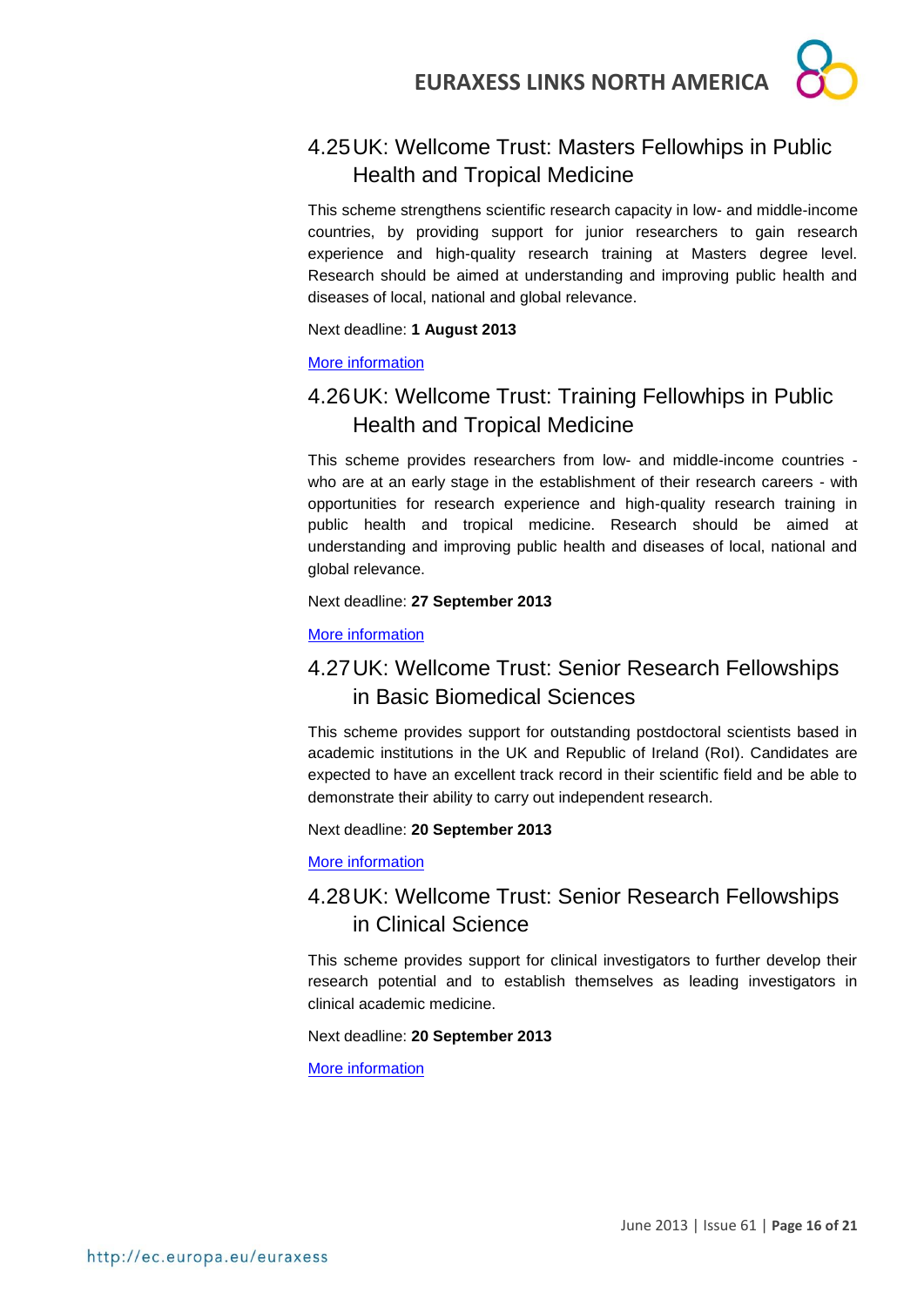## 4.25 UK: Wellcome Trust: Masters Fellowships in Public Health and Tropical Medicine

This scheme strengthens scientific research capacity in low- and middle-income countries, by providing support for junior researchers to gain research experience and high-quality research training at Masters degree level. Research should be aimed at understanding and improving public health and diseases of local, national and global relevance.

Next deadline: **1 August 2013**

More information

## 4.26 UK: Wellcome Trust: Training Fellowships in Public Health and Tropical Medicine

This scheme provides researchers from low- and middle-income countries - who are at an early stage in the establishment of their research careers - with opportunities for research experience and high-quality research training in public health and tropical medicine. Research should be aimed at understanding and improving public health and diseases of local, national and global relevance.

Next deadline: **27 September 2013**

More information

## 4.27 UK: Wellcome Trust: Senior Research Fellowships in Basic Biomedical Sciences

This scheme provides support for outstanding postdoctoral scientists based in academic institutions in the UK and Republic of Ireland (RoI). Candidates are expected to have an excellent track record in their scientific field and be able to demonstrate their ability to carry out independent research.

Next deadline: **20 September 2013**

More information

## 4.28 UK: Wellcome Trust: Senior Research Fellowships in Clinical Science

This scheme provides support for clinical investigators to further develop their research potential and to establish themselves as leading investigators in clinical academic medicine.

Next deadline: **20 September 2013**

More information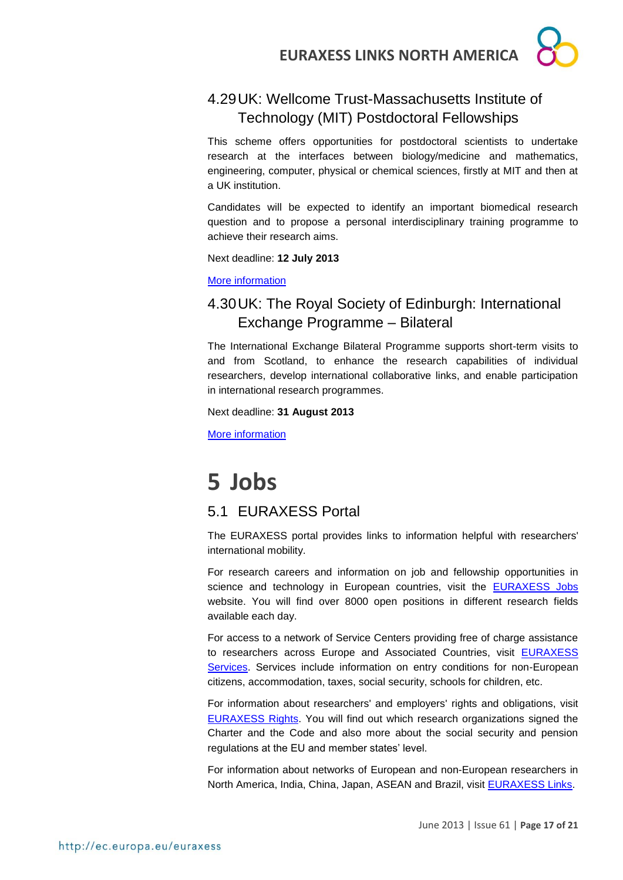### 4.29 UK: Wellcome Trust-Massachusetts Institute of Technology (MIT) Postdoctoral Fellowships

This scheme offers opportunities for postdoctoral scientists to undertake research at the interfaces between biology/medicine and mathematics, engineering, computer, physical or chemical sciences, firstly at MIT and then at a UK institution.

Candidates will be expected to identify an important biomedical research question and to propose a personal interdisciplinary training programme to achieve their research aims.

Next deadline: **12 July 2013**

More information

### 4.30 UK: The Royal Society of Edinburgh: International Exchange Programme – Bilateral

The International Exchange Bilateral Programme supports short-term visits to and from Scotland, to enhance the research capabilities of individual researchers, develop international collaborative links, and enable participation in international research programmes.

Next deadline: **31 August 2013**

More information

# 5 Jobs

## 5.1 EURAXESS Portal

The EURAXESS portal provides links to information helpful with researchers' international mobility.

For research careers and information on job and fellowship opportunities in science and technology in European countries, visit the EURAXESS Jobs website. You will find over 8000 open positions in different research fields available each day.

For access to a network of Service Centers providing free of charge assistance to researchers across Europe and Associated Countries, visit EURAXESS Services. Services include information on entry conditions for non-European citizens, accommodation, taxes, social security, schools for children, etc.

For information about researchers' and employers' rights and obligations, visit EURAXESS Rights. You will find out which research organizations signed the Charter and the Code and also more about the social security and pension regulations at the EU and member states' level.

For information about networks of European and non-European researchers in North America, India, China, Japan, ASEAN and Brazil, visit EURAXESS Links.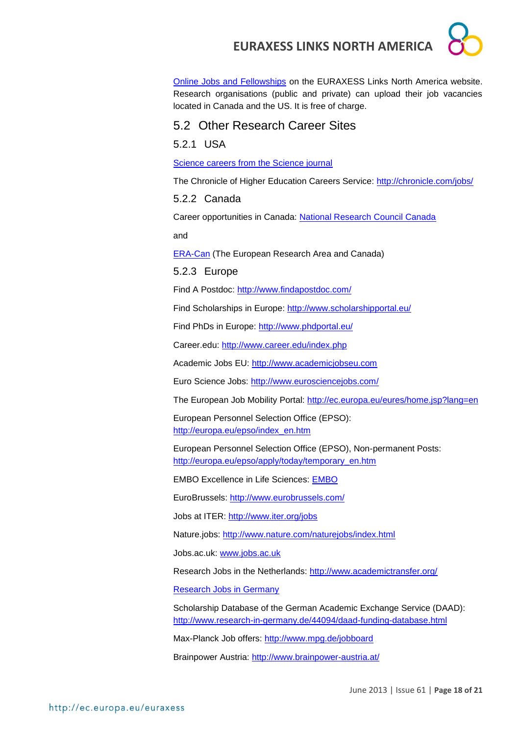Online Jobs and Fellowships on the EURAXESS Links North America website. Research organisations (public and private) can upload their job vacancies located in Canada and the US. It is free of charge.

## 5.2 Other Research Career Sites

### 5.2.1 USA

Science careers from the Science journal

The Chronicle of Higher Education Careers Service: http://chronicle.com/jobs/

### 5.2.2 Canada

Career opportunities in Canada: National Research Council Canada

and

ERA-Can (The European Research Area and Canada)

### 5.2.3 Europe

Find A Postdoc: http://www.findapostdoc.com/

Find Scholarships in Europe: http://www.scholarshipportal.eu/

Find PhDs in Europe: http://www.phdportal.eu/

Career.edu: http://www.career.edu/index.php

Academic Jobs EU: http://www.academicjobseu.com

Euro Science Jobs: http://www.eurosciencejobs.com/

The European Job Mobility Portal: http://ec.europa.eu/eures/home.jsp?lang=en

European Personnel Selection Office (EPSO):
http://europa.eu/epso/index_en.htm

European Personnel Selection Office (EPSO), Non-permanent Posts:
http://europa.eu/epso/apply/today/temporary_en.htm

EMBO Excellence in Life Sciences: EMBO

EuroBrussels: http://www.eurobrussels.com/

Jobs at ITER: http://www.iter.org/jobs

Nature.jobs: http://www.nature.com/naturejobs/index.html

Jobs.ac.uk: www.jobs.ac.uk

Research Jobs in the Netherlands: http://www.academictransfer.org/

Research Jobs in Germany

Scholarship Database of the German Academic Exchange Service (DAAD):
http://www.research-in-germany.de/44094/daad-funding-database.html

Max-Planck Job offers: http://www.mpg.de/jobboard

Brainpower Austria: http://www.brainpower-austria.at/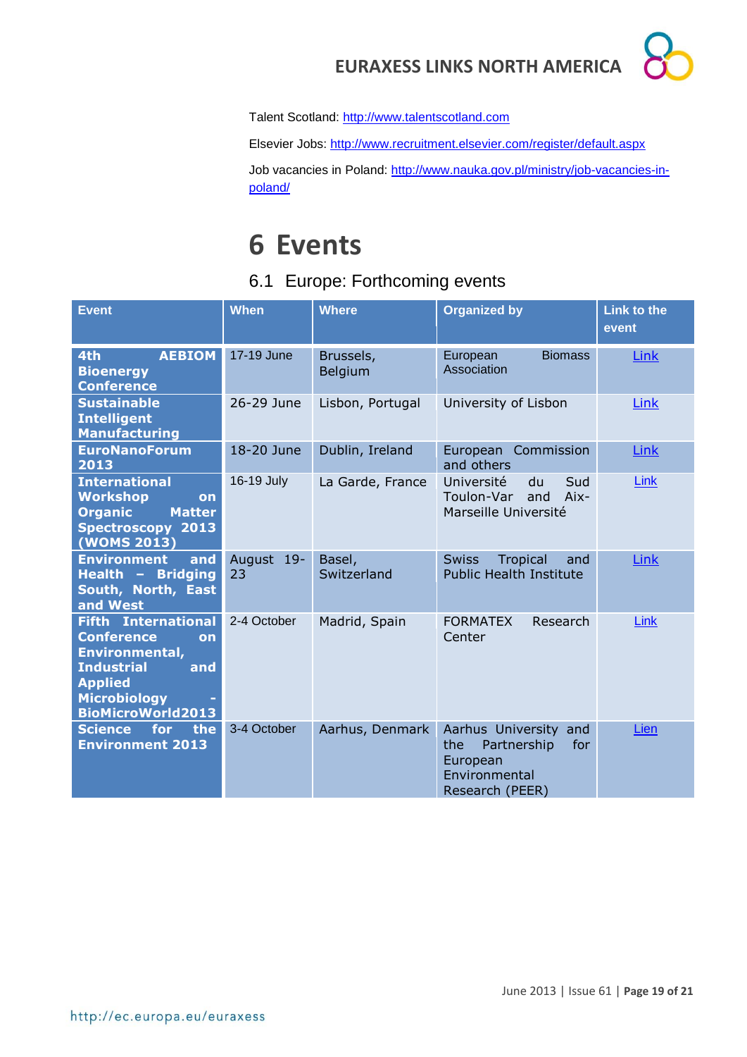Talent Scotland: http://www.talentscotland.com

Elsevier Jobs: http://www.recruitment.elsevier.com/register/default.aspx

Job vacancies in Poland: http://www.nauka.gov.pl/ministry/job-vacancies-in-poland/

# 6 Events

## 6.1 Europe: Forthcoming events

| Event | When | Where | Organized by | Link to the event |
| --- | --- | --- | --- | --- |
| **4th AEBIOM Bioenergy Conference** | 17-19 June | Brussels, Belgium | European Biomass Association | Link |
| **Sustainable Intelligent Manufacturing** | 26-29 June | Lisbon, Portugal | University of Lisbon | Link |
| **EuroNanoForum 2013** | 18-20 June | Dublin, Ireland | European Commission and others | Link |
| **International Workshop on Organic Matter Spectroscopy 2013 (WOMS 2013)** | 16-19 July | La Garde, France | Université du Sud Toulon-Var and Aix-Marseille Université | Link |
| **Environment and Health – Bridging South, North, East and West** | August 19-23 | Basel, Switzerland | Swiss Tropical and Public Health Institute | Link |
| **Fifth International Conference on Environmental, Industrial and Applied Microbiology - BioMicroWorld2013** | 2-4 October | Madrid, Spain | FORMATEX Research Center | Link |
| **Science for the Environment 2013** | 3-4 October | Aarhus, Denmark | Aarhus University and the Partnership for European Environmental Research (PEER) | Lien |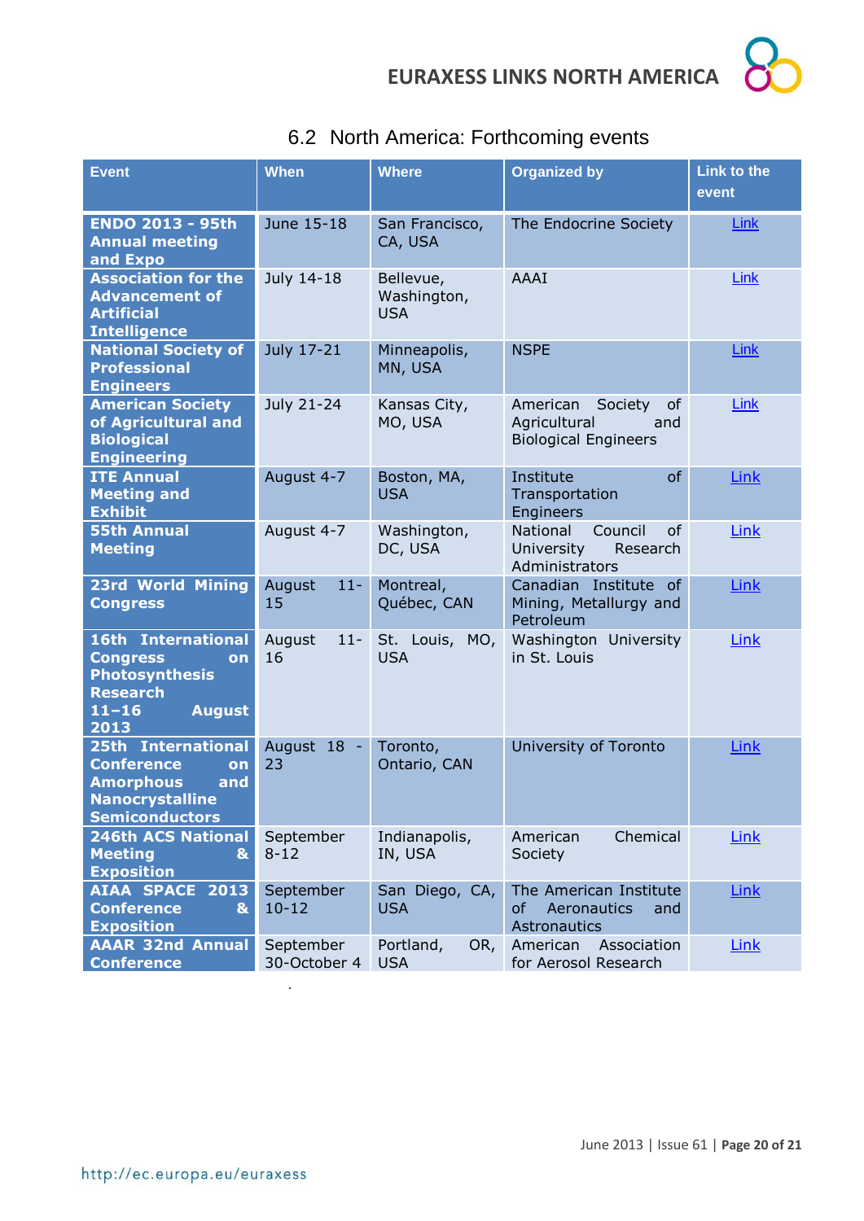## 6.2 North America: Forthcoming events

| Event | When | Where | Organized by | Link to the event |
|---|---|---|---|---|
| **ENDO 2013 - 95th Annual meeting and Expo** | June 15-18 | San Francisco, CA, USA | The Endocrine Society | Link |
| **Association for the Advancement of Artificial Intelligence** | July 14-18 | Bellevue, Washington, USA | AAAI | Link |
| **National Society of Professional Engineers** | July 17-21 | Minneapolis, MN, USA | NSPE | Link |
| **American Society of Agricultural and Biological Engineering** | July 21-24 | Kansas City, MO, USA | American Society of Agricultural and Biological Engineers | Link |
| **ITE Annual Meeting and Exhibit** | August 4-7 | Boston, MA, USA | Institute of Transportation Engineers | Link |
| **55th Annual Meeting** | August 4-7 | Washington, DC, USA | National Council of University Research Administrators | Link |
| **23rd World Mining Congress** | August 11-15 | Montreal, Québec, CAN | Canadian Institute of Mining, Metallurgy and Petroleum | Link |
| **16th International Congress on Photosynthesis Research 11–16 August 2013** | August 11-16 | St. Louis, MO, USA | Washington University in St. Louis | Link |
| **25th International Conference on Amorphous and Nanocrystalline Semiconductors** | August 18 - 23 | Toronto, Ontario, CAN | University of Toronto | Link |
| **246th ACS National Meeting & Exposition** | September 8-12 | Indianapolis, IN, USA | American Chemical Society | Link |
| **AIAA SPACE 2013 Conference & Exposition** | September 10-12 | San Diego, CA, USA | The American Institute of Aeronautics and Astronautics | Link |
| **AAAR 32nd Annual Conference** | September 30-October 4 | Portland, OR, USA | American Association for Aerosol Research | Link |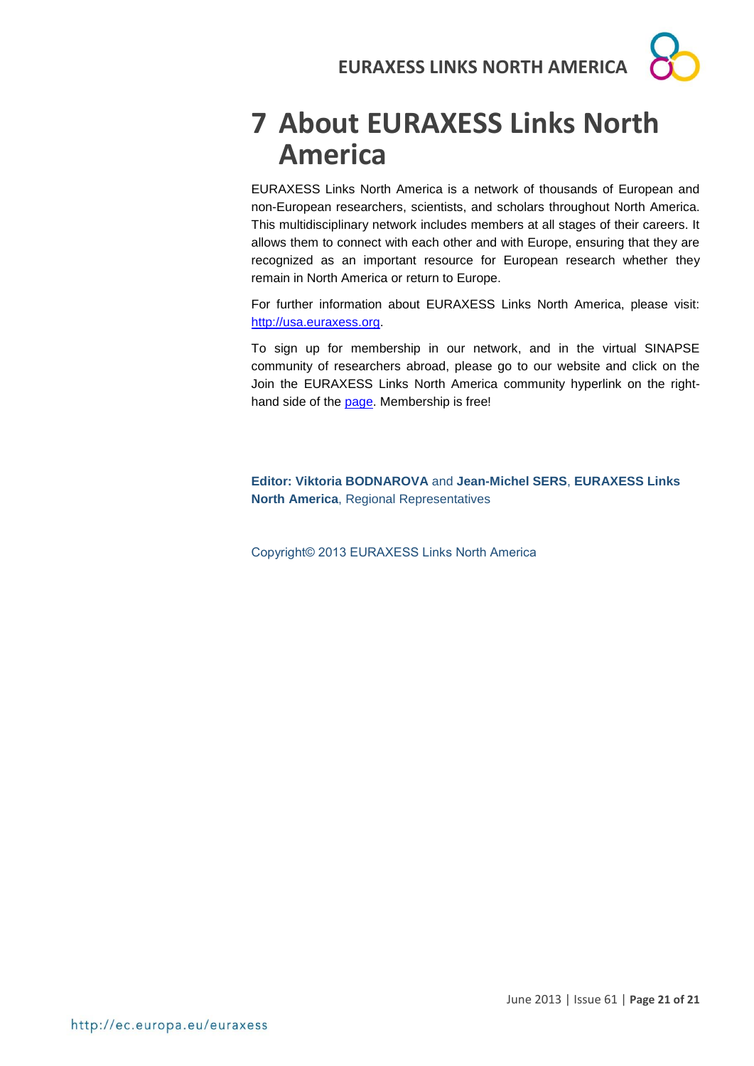# 7 About EURAXESS Links North America

EURAXESS Links North America is a network of thousands of European and non-European researchers, scientists, and scholars throughout North America. This multidisciplinary network includes members at all stages of their careers. It allows them to connect with each other and with Europe, ensuring that they are recognized as an important resource for European research whether they remain in North America or return to Europe.

For further information about EURAXESS Links North America, please visit: http://usa.euraxess.org.

To sign up for membership in our network, and in the virtual SINAPSE community of researchers abroad, please go to our website and click on the Join the EURAXESS Links North America community hyperlink on the right-hand side of the page. Membership is free!

**Editor: Viktoria BODNAROVA** and **Jean-Michel SERS**, **EURAXESS Links North America**, Regional Representatives

Copyright© 2013 EURAXESS Links North America